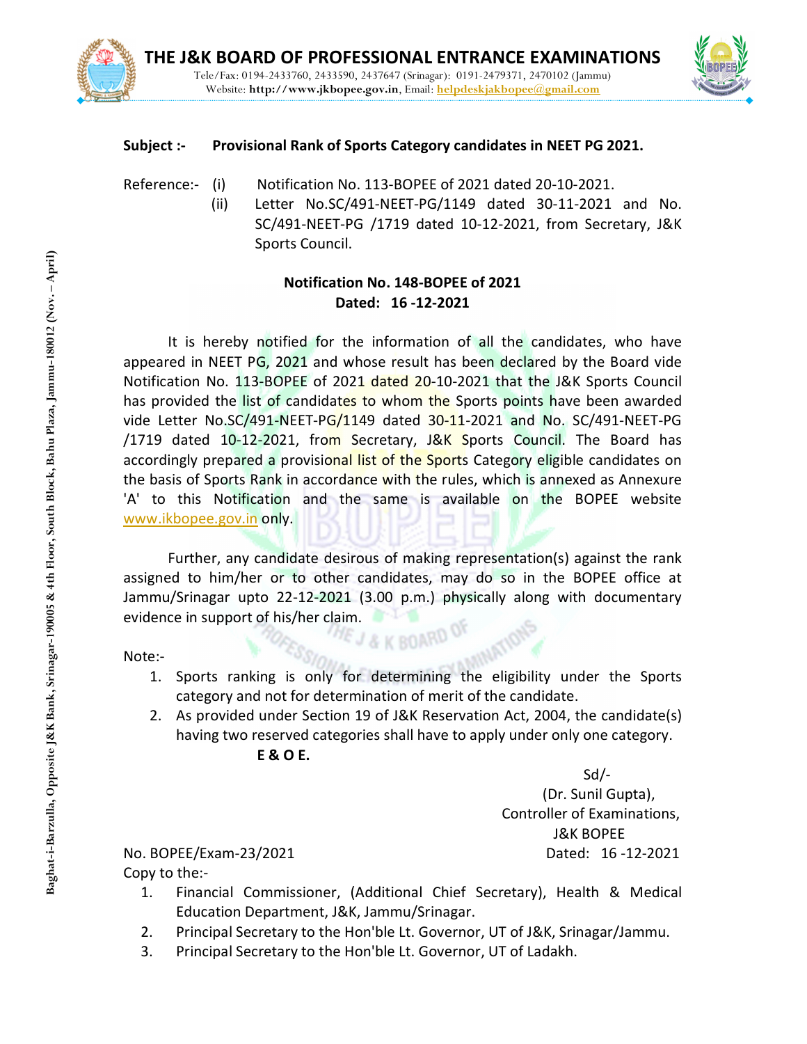# THE J&K BOARD OF PROFESSIONAL ENTRANCE EXAMINATIONS

Tele/Fax: 0194-2433760, 2433590, 2437647 (Srinagar): 0191-2479371, 2470102 (Jammu)
Website: **http://www.jkbopee.gov.in**, Email: **helpdeskjakbopee@gmail.com**

Baghat-i-Barzulla, Opposite J&K Bank, Srinagar-190005 & 4th Floor, South Block, Bahu Plaza, Jammu-180012 (Nov. – April)

**Subject :- Provisional Rank of Sports Category candidates in NEET PG 2021.**

Reference:-
(i) Notification No. 113-BOPEE of 2021 dated 20-10-2021.
(ii) Letter No.SC/491-NEET-PG/1149 dated 30-11-2021 and No. SC/491-NEET-PG /1719 dated 10-12-2021, from Secretary, J&K Sports Council.

**Notification No. 148-BOPEE of 2021**
**Dated: 16 -12-2021**

It is hereby notified for the information of all the candidates, who have appeared in NEET PG, 2021 and whose result has been declared by the Board vide Notification No. 113-BOPEE of 2021 dated 20-10-2021 that the J&K Sports Council has provided the list of candidates to whom the Sports points have been awarded vide Letter No.SC/491-NEET-PG/1149 dated 30-11-2021 and No. SC/491-NEET-PG /1719 dated 10-12-2021, from Secretary, J&K Sports Council. The Board has accordingly prepared a provisional list of the Sports Category eligible candidates on the basis of Sports Rank in accordance with the rules, which is annexed as Annexure 'A' to this Notification and the same is available on the BOPEE website www.jkbopee.gov.in only.

Further, any candidate desirous of making representation(s) against the rank assigned to him/her or to other candidates, may do so in the BOPEE office at Jammu/Srinagar upto 22-12-2021 (3.00 p.m.) physically along with documentary evidence in support of his/her claim.

Note:-

1. Sports ranking is only for determining the eligibility under the Sports category and not for determination of merit of the candidate.
2. As provided under Section 19 of J&K Reservation Act, 2004, the candidate(s) having two reserved categories shall have to apply under only one category.

**E & O E.**

Sd/-
(Dr. Sunil Gupta),
Controller of Examinations,
J&K BOPEE

No. BOPEE/Exam-23/2021 Dated: 16 -12-2021

Copy to the:-

1. Financial Commissioner, (Additional Chief Secretary), Health & Medical Education Department, J&K, Jammu/Srinagar.
2. Principal Secretary to the Hon'ble Lt. Governor, UT of J&K, Srinagar/Jammu.
3. Principal Secretary to the Hon'ble Lt. Governor, UT of Ladakh.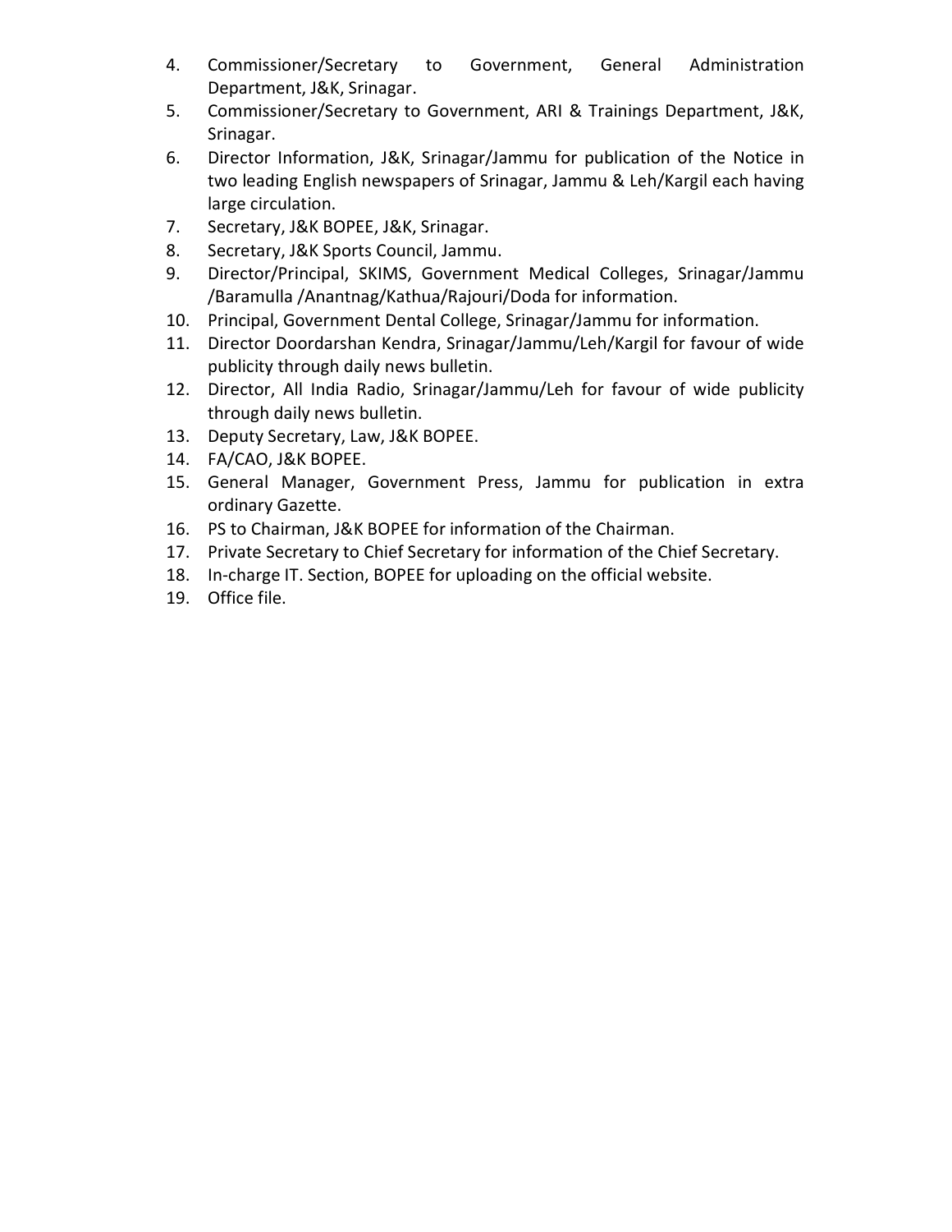4. Commissioner/Secretary to Government, General Administration Department, J&K, Srinagar.
5. Commissioner/Secretary to Government, ARI & Trainings Department, J&K, Srinagar.
6. Director Information, J&K, Srinagar/Jammu for publication of the Notice in two leading English newspapers of Srinagar, Jammu & Leh/Kargil each having large circulation.
7. Secretary, J&K BOPEE, J&K, Srinagar.
8. Secretary, J&K Sports Council, Jammu.
9. Director/Principal, SKIMS, Government Medical Colleges, Srinagar/Jammu /Baramulla /Anantnag/Kathua/Rajouri/Doda for information.
10. Principal, Government Dental College, Srinagar/Jammu for information.
11. Director Doordarshan Kendra, Srinagar/Jammu/Leh/Kargil for favour of wide publicity through daily news bulletin.
12. Director, All India Radio, Srinagar/Jammu/Leh for favour of wide publicity through daily news bulletin.
13. Deputy Secretary, Law, J&K BOPEE.
14. FA/CAO, J&K BOPEE.
15. General Manager, Government Press, Jammu for publication in extra ordinary Gazette.
16. PS to Chairman, J&K BOPEE for information of the Chairman.
17. Private Secretary to Chief Secretary for information of the Chief Secretary.
18. In-charge IT. Section, BOPEE for uploading on the official website.
19. Office file.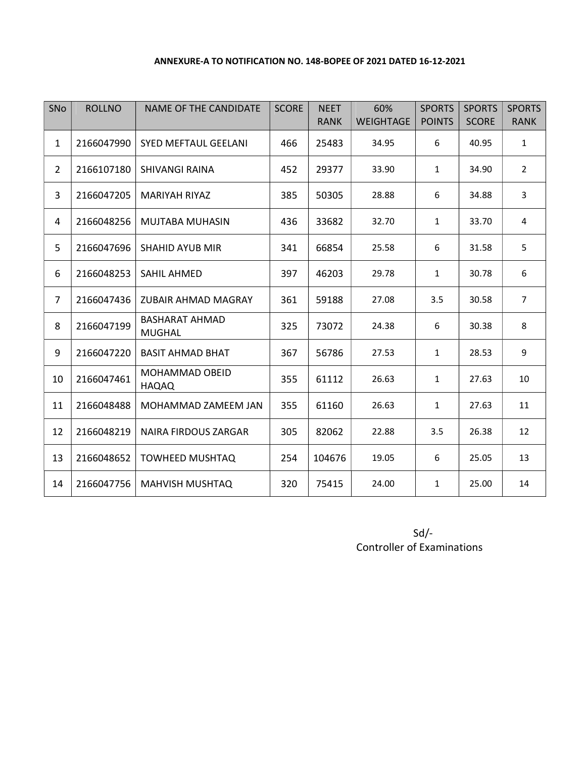**ANNEXURE-A TO NOTIFICATION NO. 148-BOPEE OF 2021 DATED 16-12-2021**

| SNo | ROLLNO | NAME OF THE CANDIDATE | SCORE | NEET RANK | 60% WEIGHTAGE | SPORTS POINTS | SPORTS SCORE | SPORTS RANK |
|---|---|---|---|---|---|---|---|---|
| 1 | 2166047990 | SYED MEFTAUL GEELANI | 466 | 25483 | 34.95 | 6 | 40.95 | 1 |
| 2 | 2166107180 | SHIVANGI RAINA | 452 | 29377 | 33.90 | 1 | 34.90 | 2 |
| 3 | 2166047205 | MARIYAH RIYAZ | 385 | 50305 | 28.88 | 6 | 34.88 | 3 |
| 4 | 2166048256 | MUJTABA MUHASIN | 436 | 33682 | 32.70 | 1 | 33.70 | 4 |
| 5 | 2166047696 | SHAHID AYUB MIR | 341 | 66854 | 25.58 | 6 | 31.58 | 5 |
| 6 | 2166048253 | SAHIL AHMED | 397 | 46203 | 29.78 | 1 | 30.78 | 6 |
| 7 | 2166047436 | ZUBAIR AHMAD MAGRAY | 361 | 59188 | 27.08 | 3.5 | 30.58 | 7 |
| 8 | 2166047199 | BASHARAT AHMAD MUGHAL | 325 | 73072 | 24.38 | 6 | 30.38 | 8 |
| 9 | 2166047220 | BASIT AHMAD BHAT | 367 | 56786 | 27.53 | 1 | 28.53 | 9 |
| 10 | 2166047461 | MOHAMMAD OBEID HAQAQ | 355 | 61112 | 26.63 | 1 | 27.63 | 10 |
| 11 | 2166048488 | MOHAMMAD ZAMEEM JAN | 355 | 61160 | 26.63 | 1 | 27.63 | 11 |
| 12 | 2166048219 | NAIRA FIRDOUS ZARGAR | 305 | 82062 | 22.88 | 3.5 | 26.38 | 12 |
| 13 | 2166048652 | TOWHEED MUSHTAQ | 254 | 104676 | 19.05 | 6 | 25.05 | 13 |
| 14 | 2166047756 | MAHVISH MUSHTAQ | 320 | 75415 | 24.00 | 1 | 25.00 | 14 |

Sd/-
Controller of Examinations